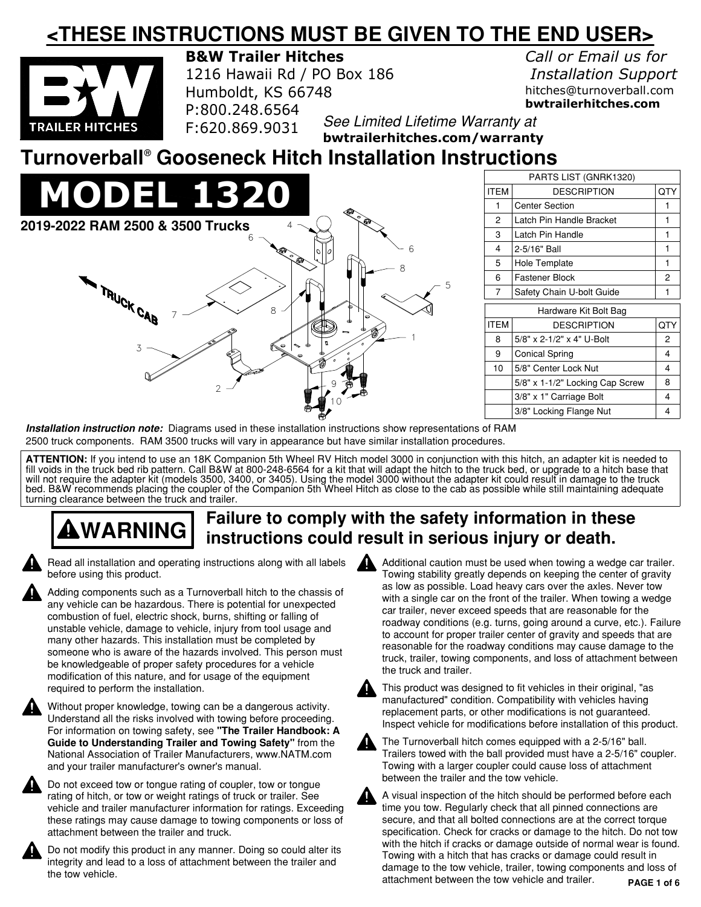# <THESE INSTRUCTIONS MUST BE GIVEN TO THE END USER>

**B&W Trailer Hitches**
1216 Hawaii Rd / PO Box 186
Humboldt, KS 66748
P:800.248.6564
F:620.869.9031

*Call or Email us for Installation Support*
hitches@turnoverball.com
**bwtrailerhitches.com**

*See Limited Lifetime Warranty at*
**bwtrailerhitches.com/warranty**

## Turnoverball® Gooseneck Hitch Installation Instructions

# MODEL 1320

**2019-2022 RAM 2500 & 3500 Trucks**

| PARTS LIST (GNRK1320) | | |
|---|---|---|
| ITEM | DESCRIPTION | QTY |
| 1 | Center Section | 1 |
| 2 | Latch Pin Handle Bracket | 1 |
| 3 | Latch Pin Handle | 1 |
| 4 | 2-5/16" Ball | 1 |
| 5 | Hole Template | 1 |
| 6 | Fastener Block | 2 |
| 7 | Safety Chain U-bolt Guide | 1 |

| Hardware Kit Bolt Bag | | |
|---|---|---|
| ITEM | DESCRIPTION | QTY |
| 8 | 5/8" x 2-1/2" x 4" U-Bolt | 2 |
| 9 | Conical Spring | 4 |
| 10 | 5/8" Center Lock Nut | 4 |
| | 5/8" x 1-1/2" Locking Cap Screw | 8 |
| | 3/8" x 1" Carriage Bolt | 4 |
| | 3/8" Locking Flange Nut | 4 |

***Installation instruction note:*** Diagrams used in these installation instructions show representations of RAM 2500 truck components. RAM 3500 trucks will vary in appearance but have similar installation procedures.

**ATTENTION:** If you intend to use an 18K Companion 5th Wheel RV Hitch model 3000 in conjunction with this hitch, an adapter kit is needed to fill voids in the truck bed rib pattern. Call B&W at 800-248-6564 for a kit that will adapt the hitch to the truck bed, or upgrade to a hitch base that will not require the adapter kit (models 3500, 3400, or 3405). Using the model 3000 without the adapter kit could result in damage to the truck bed. B&W recommends placing the coupler of the Companion 5th Wheel Hitch as close to the cab as possible while still maintaining adequate turning clearance between the truck and trailer.

## ⚠WARNING — Failure to comply with the safety information in these instructions could result in serious injury or death.

- Read all installation and operating instructions along with all labels before using this product.
- Adding components such as a Turnoverball hitch to the chassis of any vehicle can be hazardous. There is potential for unexpected combustion of fuel, electric shock, burns, shifting or falling of unstable vehicle, damage to vehicle, injury from tool usage and many other hazards. This installation must be completed by someone who is aware of the hazards involved. This person must be knowledgeable of proper safety procedures for a vehicle modification of this nature, and for usage of the equipment required to perform the installation.
- Without proper knowledge, towing can be a dangerous activity. Understand all the risks involved with towing before proceeding. For information on towing safety, see **"The Trailer Handbook: A Guide to Understanding Trailer and Towing Safety"** from the National Association of Trailer Manufacturers, www.NATM.com and your trailer manufacturer's owner's manual.
- Do not exceed tow or tongue rating of coupler, tow or tongue rating of hitch, or tow or weight ratings of truck or trailer. See vehicle and trailer manufacturer information for ratings. Exceeding these ratings may cause damage to towing components or loss of attachment between the trailer and truck.
- Do not modify this product in any manner. Doing so could alter its integrity and lead to a loss of attachment between the trailer and the tow vehicle.
- Additional caution must be used when towing a wedge car trailer. Towing stability greatly depends on keeping the center of gravity as low as possible. Load heavy cars over the axles. Never tow with a single car on the front of the trailer. When towing a wedge car trailer, never exceed speeds that are reasonable for the roadway conditions (e.g. turns, going around a curve, etc.). Failure to account for proper trailer center of gravity and speeds that are reasonable for the roadway conditions may cause damage to the truck, trailer, towing components, and loss of attachment between the truck and trailer.
- This product was designed to fit vehicles in their original, "as manufactured" condition. Compatibility with vehicles having replacement parts, or other modifications is not guaranteed. Inspect vehicle for modifications before installation of this product.
- The Turnoverball hitch comes equipped with a 2-5/16" ball. Trailers towed with the ball provided must have a 2-5/16" coupler. Towing with a larger coupler could cause loss of attachment between the trailer and the tow vehicle.
- A visual inspection of the hitch should be performed before each time you tow. Regularly check that all pinned connections are secure, and that all bolted connections are at the correct torque specification. Check for cracks or damage to the hitch. Do not tow with the hitch if cracks or damage outside of normal wear is found. Towing with a hitch that has cracks or damage could result in damage to the tow vehicle, trailer, towing components and loss of attachment between the tow vehicle and trailer.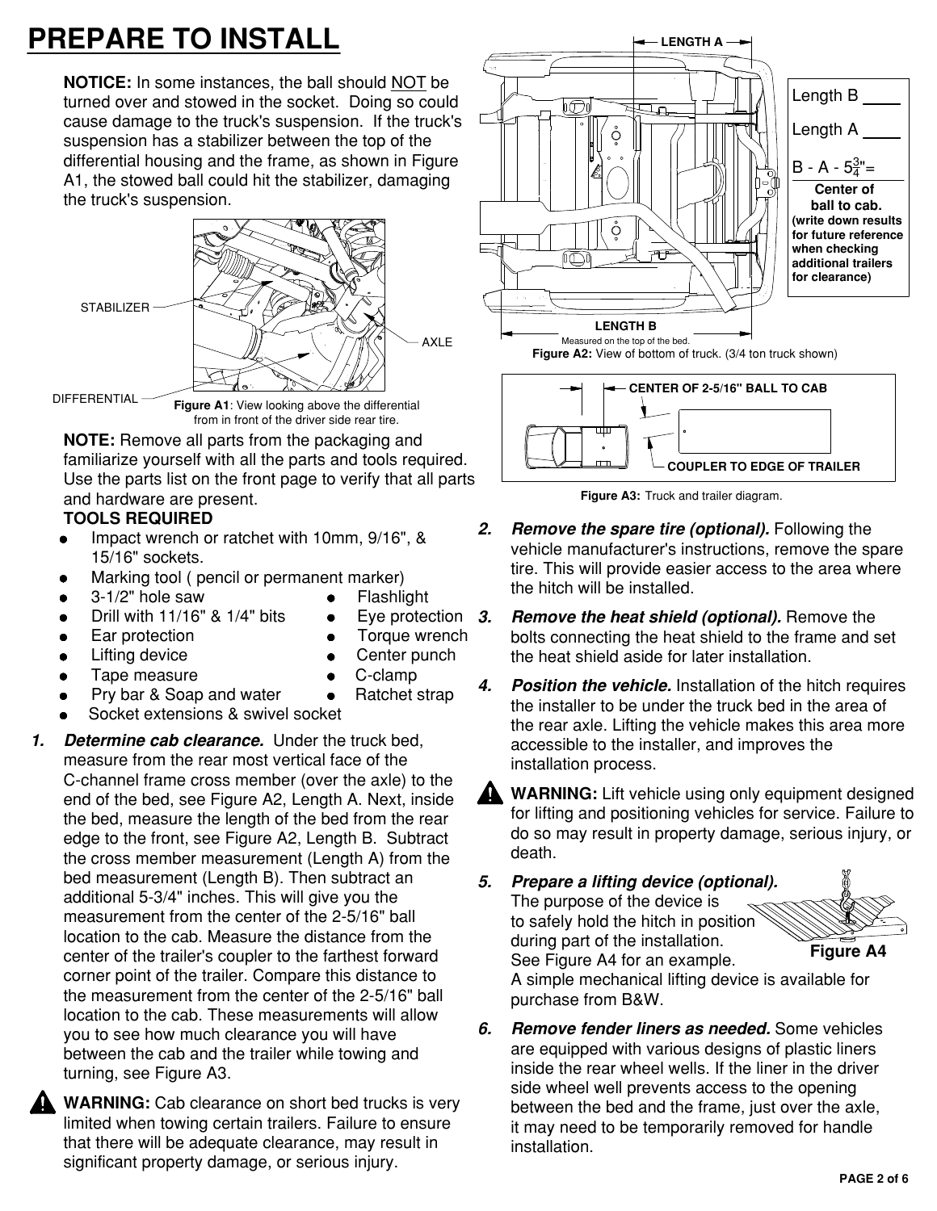# PREPARE TO INSTALL

**NOTICE:** In some instances, the ball should NOT be turned over and stowed in the socket. Doing so could cause damage to the truck's suspension. If the truck's suspension has a stabilizer between the top of the differential housing and the frame, as shown in Figure A1, the stowed ball could hit the stabilizer, damaging the truck's suspension.

STABILIZER

AXLE

DIFFERENTIAL

**Figure A1**: View looking above the differential from in front of the driver side rear tire.

**NOTE:** Remove all parts from the packaging and familiarize yourself with all the parts and tools required. Use the parts list on the front page to verify that all parts and hardware are present.

**TOOLS REQUIRED**

- Impact wrench or ratchet with 10mm, 9/16", & 15/16" sockets.
- Marking tool ( pencil or permanent marker)
- 3-1/2" hole saw
- Drill with 11/16" & 1/4" bits
- Ear protection
- Lifting device
- Tape measure
- Pry bar & Soap and water
- Socket extensions & swivel socket
- Flashlight
- Eye protection
- Torque wrench
- Center punch
- C-clamp
- Ratchet strap

1. ***Determine cab clearance.*** Under the truck bed, measure from the rear most vertical face of the C-channel frame cross member (over the axle) to the end of the bed, see Figure A2, Length A. Next, inside the bed, measure the length of the bed from the rear edge to the front, see Figure A2, Length B. Subtract the cross member measurement (Length A) from the bed measurement (Length B). Then subtract an additional 5-3/4" inches. This will give you the measurement from the center of the 2-5/16" ball location to the cab. Measure the distance from the center of the trailer's coupler to the farthest forward corner point of the trailer. Compare this distance to the measurement from the center of the 2-5/16" ball location to the cab. These measurements will allow you to see how much clearance you will have between the cab and the trailer while towing and turning, see Figure A3.

**WARNING:** Cab clearance on short bed trucks is very limited when towing certain trailers. Failure to ensure that there will be adequate clearance, may result in significant property damage, or serious injury.

LENGTH A

Length B ____

Length A ____

B - A - $5\frac{3}{4}$"= ____

**Center of ball to cab.**

**(write down results for future reference when checking additional trailers for clearance)**

LENGTH B

Measured on the top of the bed.

**Figure A2:** View of bottom of truck. (3/4 ton truck shown)

CENTER OF 2-5/16" BALL TO CAB

COUPLER TO EDGE OF TRAILER

**Figure A3:** Truck and trailer diagram.

2. ***Remove the spare tire (optional).*** Following the vehicle manufacturer's instructions, remove the spare tire. This will provide easier access to the area where the hitch will be installed.

3. ***Remove the heat shield (optional).*** Remove the bolts connecting the heat shield to the frame and set the heat shield aside for later installation.

4. ***Position the vehicle.*** Installation of the hitch requires the installer to be under the truck bed in the area of the rear axle. Lifting the vehicle makes this area more accessible to the installer, and improves the installation process.

**WARNING:** Lift vehicle using only equipment designed for lifting and positioning vehicles for service. Failure to do so may result in property damage, serious injury, or death.

5. ***Prepare a lifting device (optional).*** The purpose of the device is to safely hold the hitch in position during part of the installation. See Figure A4 for an example. A simple mechanical lifting device is available for purchase from B&W.

**Figure A4**

6. ***Remove fender liners as needed.*** Some vehicles are equipped with various designs of plastic liners inside the rear wheel wells. If the liner in the driver side wheel well prevents access to the opening between the bed and the frame, just over the axle, it may need to be temporarily removed for handle installation.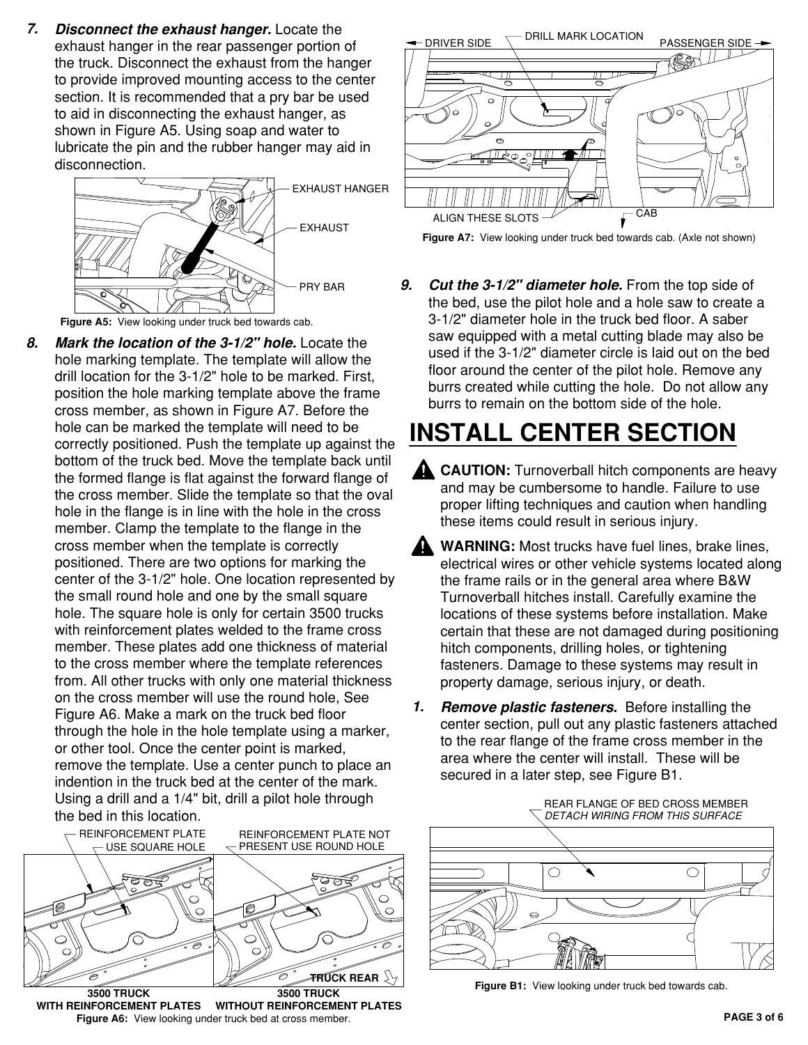7. ***Disconnect the exhaust hanger.*** Locate the exhaust hanger in the rear passenger portion of the truck. Disconnect the exhaust from the hanger to provide improved mounting access to the center section. It is recommended that a pry bar be used to aid in disconnecting the exhaust hanger, as shown in Figure A5. Using soap and water to lubricate the pin and the rubber hanger may aid in disconnection.

EXHAUST HANGER
EXHAUST
PRY BAR

**Figure A5:** View looking under truck bed towards cab.

8. ***Mark the location of the 3-1/2" hole.*** Locate the hole marking template. The template will allow the drill location for the 3-1/2" hole to be marked. First, position the hole marking template above the frame cross member, as shown in Figure A7. Before the hole can be marked the template will need to be correctly positioned. Push the template up against the bottom of the truck bed. Move the template back until the formed flange is flat against the forward flange of the cross member. Slide the template so that the oval hole in the flange is in line with the hole in the cross member. Clamp the template to the flange in the cross member when the template is correctly positioned. There are two options for marking the center of the 3-1/2" hole. One location represented by the small round hole and one by the small square hole. The square hole is only for certain 3500 trucks with reinforcement plates welded to the frame cross member. These plates add one thickness of material to the cross member where the template references from. All other trucks with only one material thickness on the cross member will use the round hole, See Figure A6. Make a mark on the truck bed floor through the hole in the hole template using a marker, or other tool. Once the center point is marked, remove the template. Use a center punch to place an indention in the truck bed at the center of the mark. Using a drill and a 1/4" bit, drill a pilot hole through the bed in this location.

REINFORCEMENT PLATE USE SQUARE HOLE
REINFORCEMENT PLATE NOT PRESENT USE ROUND HOLE
TRUCK REAR

**3500 TRUCK WITH REINFORCEMENT PLATES** | **3500 TRUCK WITHOUT REINFORCEMENT PLATES**

**Figure A6:** View looking under truck bed at cross member.

DRIVER SIDE | DRILL MARK LOCATION | PASSENGER SIDE
ALIGN THESE SLOTS | CAB

**Figure A7:** View looking under truck bed towards cab. (Axle not shown)

9. ***Cut the 3-1/2" diameter hole.*** From the top side of the bed, use the pilot hole and a hole saw to create a 3-1/2" diameter hole in the truck bed floor. A saber saw equipped with a metal cutting blade may also be used if the 3-1/2" diameter circle is laid out on the bed floor around the center of the pilot hole. Remove any burrs created while cutting the hole. Do not allow any burrs to remain on the bottom side of the hole.

# INSTALL CENTER SECTION

**CAUTION:** Turnoverball hitch components are heavy and may be cumbersome to handle. Failure to use proper lifting techniques and caution when handling these items could result in serious injury.

**WARNING:** Most trucks have fuel lines, brake lines, electrical wires or other vehicle systems located along the frame rails or in the general area where B&W Turnoverball hitches install. Carefully examine the locations of these systems before installation. Make certain that these are not damaged during positioning hitch components, drilling holes, or tightening fasteners. Damage to these systems may result in property damage, serious injury, or death.

1. ***Remove plastic fasteners.*** Before installing the center section, pull out any plastic fasteners attached to the rear flange of the frame cross member in the area where the center will install. These will be secured in a later step, see Figure B1.

REAR FLANGE OF BED CROSS MEMBER
*DETACH WIRING FROM THIS SURFACE*

**Figure B1:** View looking under truck bed towards cab.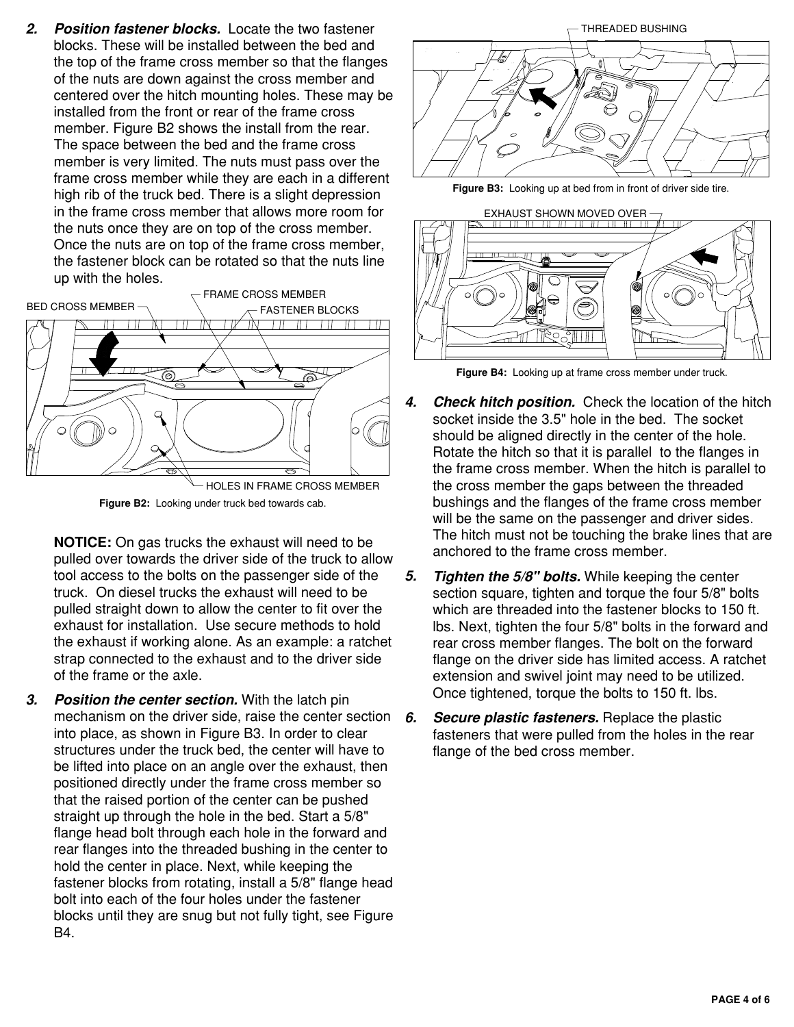2. ***Position fastener blocks.*** Locate the two fastener blocks. These will be installed between the bed and the top of the frame cross member so that the flanges of the nuts are down against the cross member and centered over the hitch mounting holes. These may be installed from the front or rear of the frame cross member. Figure B2 shows the install from the rear. The space between the bed and the frame cross member is very limited. The nuts must pass over the frame cross member while they are each in a different high rib of the truck bed. There is a slight depression in the frame cross member that allows more room for the nuts once they are on top of the cross member. Once the nuts are on top of the frame cross member, the fastener block can be rotated so that the nuts line up with the holes.

**Figure B2:** Looking under truck bed towards cab.

**NOTICE:** On gas trucks the exhaust will need to be pulled over towards the driver side of the truck to allow tool access to the bolts on the passenger side of the truck. On diesel trucks the exhaust will need to be pulled straight down to allow the center to fit over the exhaust for installation. Use secure methods to hold the exhaust if working alone. As an example: a ratchet strap connected to the exhaust and to the driver side of the frame or the axle.

3. ***Position the center section.*** With the latch pin mechanism on the driver side, raise the center section into place, as shown in Figure B3. In order to clear structures under the truck bed, the center will have to be lifted into place on an angle over the exhaust, then positioned directly under the frame cross member so that the raised portion of the center can be pushed straight up through the hole in the bed. Start a 5/8" flange head bolt through each hole in the forward and rear flanges into the threaded bushing in the center to hold the center in place. Next, while keeping the fastener blocks from rotating, install a 5/8" flange head bolt into each of the four holes under the fastener blocks until they are snug but not fully tight, see Figure B4.

**Figure B3:** Looking up at bed from in front of driver side tire.

**Figure B4:** Looking up at frame cross member under truck.

4. ***Check hitch position.*** Check the location of the hitch socket inside the 3.5" hole in the bed. The socket should be aligned directly in the center of the hole. Rotate the hitch so that it is parallel to the flanges in the frame cross member. When the hitch is parallel to the cross member the gaps between the threaded bushings and the flanges of the frame cross member will be the same on the passenger and driver sides. The hitch must not be touching the brake lines that are anchored to the frame cross member.

5. ***Tighten the 5/8" bolts.*** While keeping the center section square, tighten and torque the four 5/8" bolts which are threaded into the fastener blocks to 150 ft. lbs. Next, tighten the four 5/8" bolts in the forward and rear cross member flanges. The bolt on the forward flange on the driver side has limited access. A ratchet extension and swivel joint may need to be utilized. Once tightened, torque the bolts to 150 ft. lbs.

6. ***Secure plastic fasteners.*** Replace the plastic fasteners that were pulled from the holes in the rear flange of the bed cross member.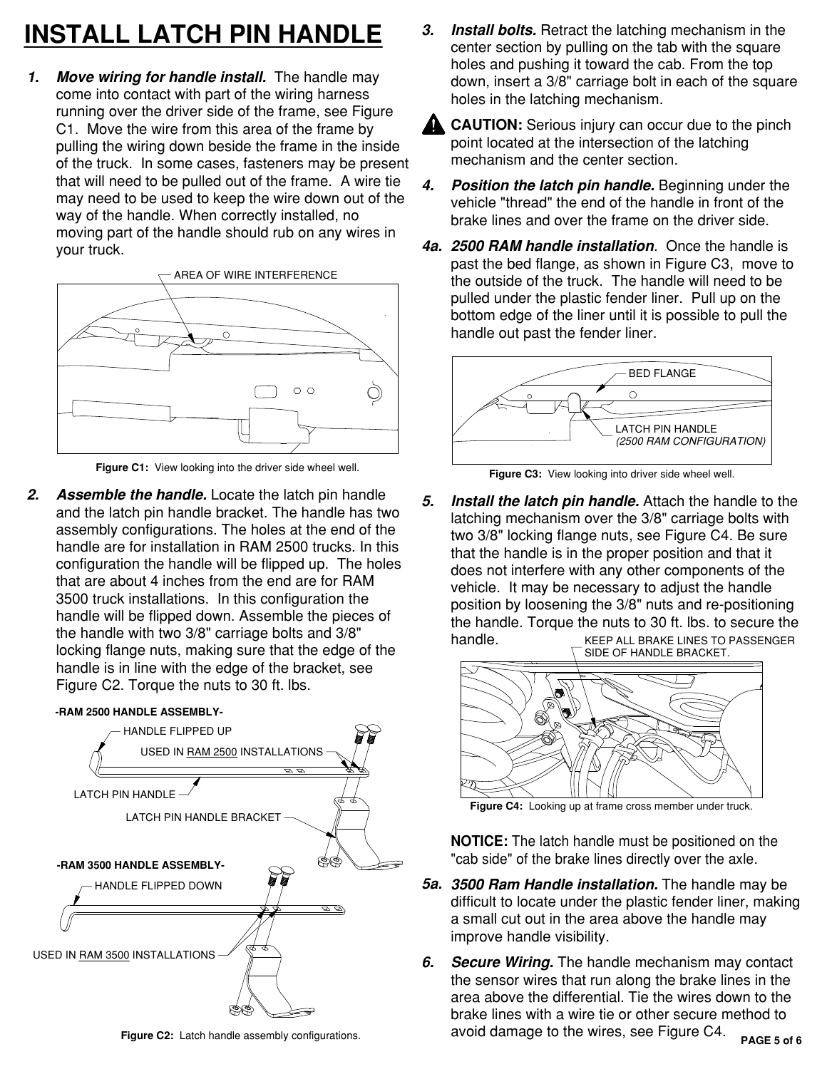# INSTALL LATCH PIN HANDLE

1. ***Move wiring for handle install.*** The handle may come into contact with part of the wiring harness running over the driver side of the frame, see Figure C1. Move the wire from this area of the frame by pulling the wiring down beside the frame in the inside of the truck. In some cases, fasteners may be present that will need to be pulled out of the frame. A wire tie may need to be used to keep the wire down out of the way of the handle. When correctly installed, no moving part of the handle should rub on any wires in your truck.

AREA OF WIRE INTERFERENCE

**Figure C1:** View looking into the driver side wheel well.

2. ***Assemble the handle.*** Locate the latch pin handle and the latch pin handle bracket. The handle has two assembly configurations. The holes at the end of the handle are for installation in RAM 2500 trucks. In this configuration the handle will be flipped up. The holes that are about 4 inches from the end are for RAM 3500 truck installations. In this configuration the handle will be flipped down. Assemble the pieces of the handle with two 3/8" carriage bolts and 3/8" locking flange nuts, making sure that the edge of the handle is in line with the edge of the bracket, see Figure C2. Torque the nuts to 30 ft. lbs.

**-RAM 2500 HANDLE ASSEMBLY-**

HANDLE FLIPPED UP

USED IN RAM 2500 INSTALLATIONS

LATCH PIN HANDLE

LATCH PIN HANDLE BRACKET

**-RAM 3500 HANDLE ASSEMBLY-**

HANDLE FLIPPED DOWN

USED IN RAM 3500 INSTALLATIONS

**Figure C2:** Latch handle assembly configurations.

3. ***Install bolts.*** Retract the latching mechanism in the center section by pulling on the tab with the square holes and pushing it toward the cab. From the top down, insert a 3/8" carriage bolt in each of the square holes in the latching mechanism.

**CAUTION:** Serious injury can occur due to the pinch point located at the intersection of the latching mechanism and the center section.

4. ***Position the latch pin handle.*** Beginning under the vehicle "thread" the end of the handle in front of the brake lines and over the frame on the driver side.

4a. ***2500 RAM handle installation***. Once the handle is past the bed flange, as shown in Figure C3, move to the outside of the truck. The handle will need to be pulled under the plastic fender liner. Pull up on the bottom edge of the liner until it is possible to pull the handle out past the fender liner.

BED FLANGE

LATCH PIN HANDLE *(2500 RAM CONFIGURATION)*

**Figure C3:** View looking into driver side wheel well.

5. ***Install the latch pin handle.*** Attach the handle to the latching mechanism over the 3/8" carriage bolts with two 3/8" locking flange nuts, see Figure C4. Be sure that the handle is in the proper position and that it does not interfere with any other components of the vehicle. It may be necessary to adjust the handle position by loosening the 3/8" nuts and re-positioning the handle. Torque the nuts to 30 ft. lbs. to secure the handle.

KEEP ALL BRAKE LINES TO PASSENGER SIDE OF HANDLE BRACKET.

**Figure C4:** Looking up at frame cross member under truck.

**NOTICE:** The latch handle must be positioned on the "cab side" of the brake lines directly over the axle.

5a. ***3500 Ram Handle installation.*** The handle may be difficult to locate under the plastic fender liner, making a small cut out in the area above the handle may improve handle visibility.

6. ***Secure Wiring.*** The handle mechanism may contact the sensor wires that run along the brake lines in the area above the differential. Tie the wires down to the brake lines with a wire tie or other secure method to avoid damage to the wires, see Figure C4.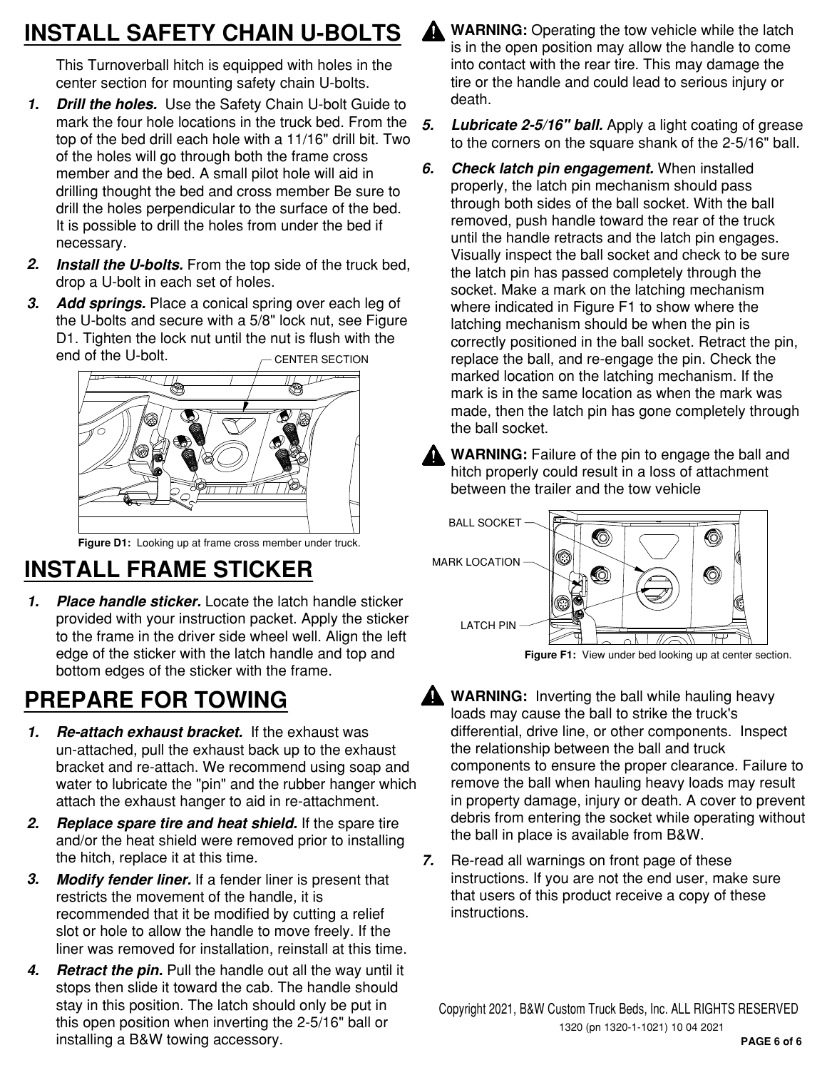# INSTALL SAFETY CHAIN U-BOLTS

This Turnoverball hitch is equipped with holes in the center section for mounting safety chain U-bolts.

1. ***Drill the holes.*** Use the Safety Chain U-bolt Guide to mark the four hole locations in the truck bed. From the top of the bed drill each hole with a 11/16" drill bit. Two of the holes will go through both the frame cross member and the bed. A small pilot hole will aid in drilling thought the bed and cross member Be sure to drill the holes perpendicular to the surface of the bed. It is possible to drill the holes from under the bed if necessary.
2. ***Install the U-bolts.*** From the top side of the truck bed, drop a U-bolt in each set of holes.
3. ***Add springs.*** Place a conical spring over each leg of the U-bolts and secure with a 5/8" lock nut, see Figure D1. Tighten the lock nut until the nut is flush with the end of the U-bolt.

CENTER SECTION

**Figure D1:** Looking up at frame cross member under truck.

# INSTALL FRAME STICKER

1. ***Place handle sticker.*** Locate the latch handle sticker provided with your instruction packet. Apply the sticker to the frame in the driver side wheel well. Align the left edge of the sticker with the latch handle and top and bottom edges of the sticker with the frame.

# PREPARE FOR TOWING

1. ***Re-attach exhaust bracket.*** If the exhaust was un-attached, pull the exhaust back up to the exhaust bracket and re-attach. We recommend using soap and water to lubricate the "pin" and the rubber hanger which attach the exhaust hanger to aid in re-attachment.
2. ***Replace spare tire and heat shield.*** If the spare tire and/or the heat shield were removed prior to installing the hitch, replace it at this time.
3. ***Modify fender liner.*** If a fender liner is present that restricts the movement of the handle, it is recommended that it be modified by cutting a relief slot or hole to allow the handle to move freely. If the liner was removed for installation, reinstall at this time.
4. ***Retract the pin.*** Pull the handle out all the way until it stops then slide it toward the cab. The handle should stay in this position. The latch should only be put in this open position when inverting the 2-5/16" ball or installing a B&W towing accessory.

**WARNING:** Operating the tow vehicle while the latch is in the open position may allow the handle to come into contact with the rear tire. This may damage the tire or the handle and could lead to serious injury or death.

5. ***Lubricate 2-5/16" ball.*** Apply a light coating of grease to the corners on the square shank of the 2-5/16" ball.
6. ***Check latch pin engagement.*** When installed properly, the latch pin mechanism should pass through both sides of the ball socket. With the ball removed, push handle toward the rear of the truck until the handle retracts and the latch pin engages. Visually inspect the ball socket and check to be sure the latch pin has passed completely through the socket. Make a mark on the latching mechanism where indicated in Figure F1 to show where the latching mechanism should be when the pin is correctly positioned in the ball socket. Retract the pin, replace the ball, and re-engage the pin. Check the marked location on the latching mechanism. If the mark is in the same location as when the mark was made, then the latch pin has gone completely through the ball socket.

**WARNING:** Failure of the pin to engage the ball and hitch properly could result in a loss of attachment between the trailer and the tow vehicle

BALL SOCKET

MARK LOCATION

LATCH PIN

**Figure F1:** View under bed looking up at center section.

**WARNING:** Inverting the ball while hauling heavy loads may cause the ball to strike the truck's differential, drive line, or other components. Inspect the relationship between the ball and truck components to ensure the proper clearance. Failure to remove the ball when hauling heavy loads may result in property damage, injury or death. A cover to prevent debris from entering the socket while operating without the ball in place is available from B&W.

7. Re-read all warnings on front page of these instructions. If you are not the end user, make sure that users of this product receive a copy of these instructions.

Copyright 2021, B&W Custom Truck Beds, Inc. ALL RIGHTS RESERVED
1320 (pn 1320-1-1021) 10 04 2021